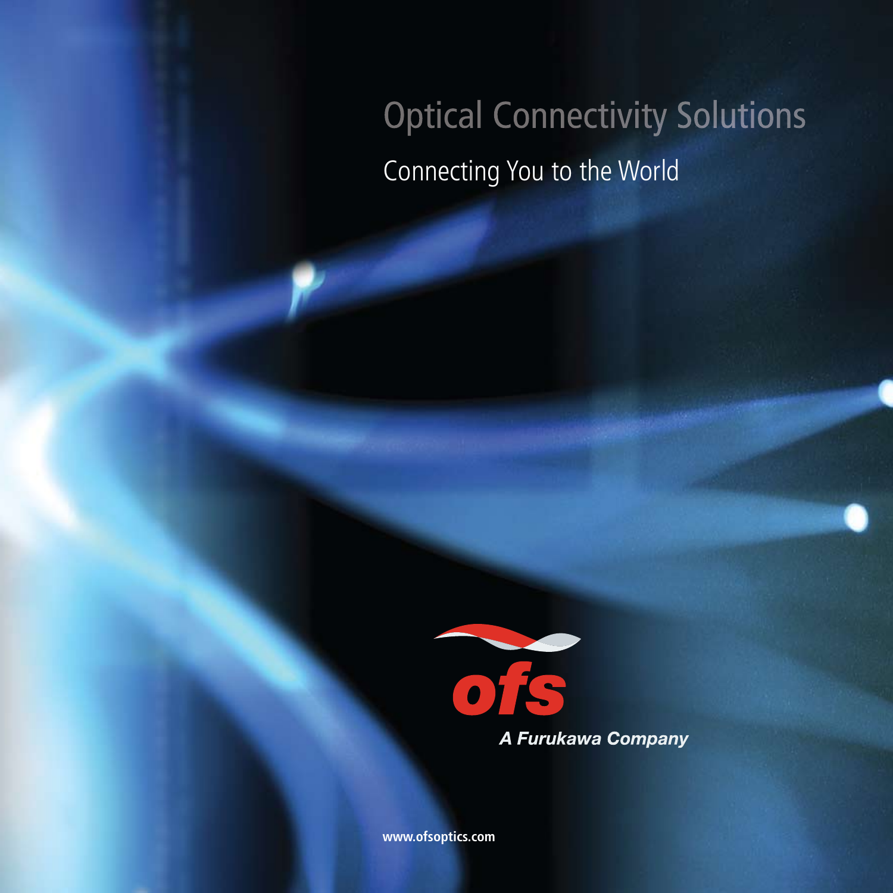# Optical Connectivity Solutions

## Connecting You to the World

ofs

*A Furukawa Company*

**www.ofsoptics.com**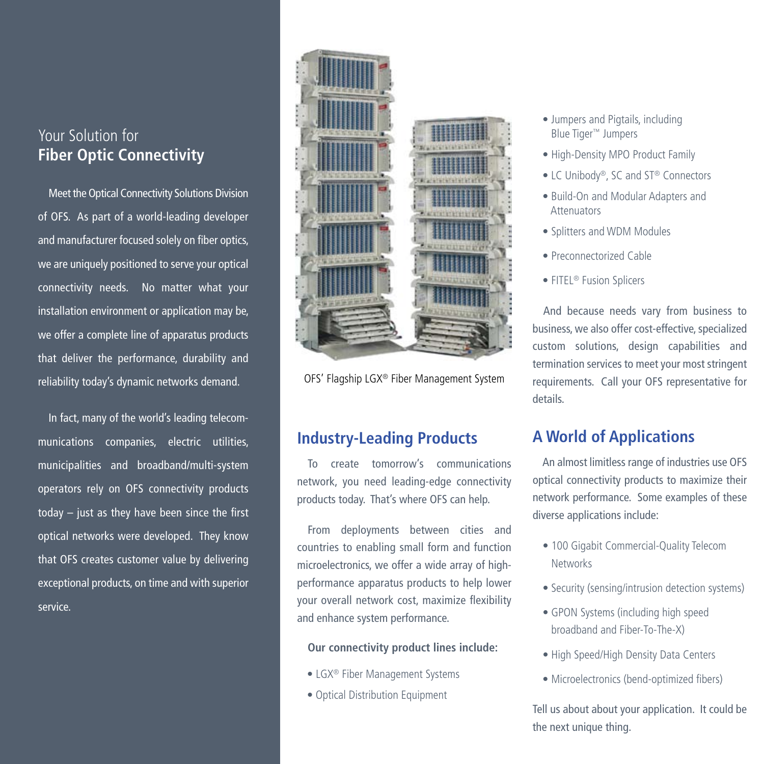## Your Solution for **Fiber Optic Connectivity**

Meet the Optical Connectivity Solutions Division of OFS. As part of a world-leading developer and manufacturer focused solely on fiber optics, we are uniquely positioned to serve your optical connectivity needs. No matter what your installation environment or application may be, we offer a complete line of apparatus products that deliver the performance, durability and reliability today's dynamic networks demand.

In fact, many of the world's leading telecommunications companies, electric utilities, municipalities and broadband/multi-system operators rely on OFS connectivity products today – just as they have been since the first optical networks were developed. They know that OFS creates customer value by delivering exceptional products, on time and with superior service.

OFS' Flagship LGX® Fiber Management System

## Industry-Leading Products

To create tomorrow's communications network, you need leading-edge connectivity products today. That's where OFS can help.

From deployments between cities and countries to enabling small form and function microelectronics, we offer a wide array of high-performance apparatus products to help lower your overall network cost, maximize flexibility and enhance system performance.

**Our connectivity product lines include:**

- LGX® Fiber Management Systems
- Optical Distribution Equipment
- Jumpers and Pigtails, including Blue Tiger™ Jumpers
- High-Density MPO Product Family
- LC Unibody®, SC and ST® Connectors
- Build-On and Modular Adapters and Attenuators
- Splitters and WDM Modules
- Preconnectorized Cable
- FITEL® Fusion Splicers

And because needs vary from business to business, we also offer cost-effective, specialized custom solutions, design capabilities and termination services to meet your most stringent requirements. Call your OFS representative for details.

## A World of Applications

An almost limitless range of industries use OFS optical connectivity products to maximize their network performance. Some examples of these diverse applications include:

- 100 Gigabit Commercial-Quality Telecom Networks
- Security (sensing/intrusion detection systems)
- GPON Systems (including high speed broadband and Fiber-To-The-X)
- High Speed/High Density Data Centers
- Microelectronics (bend-optimized fibers)

Tell us about about your application. It could be the next unique thing.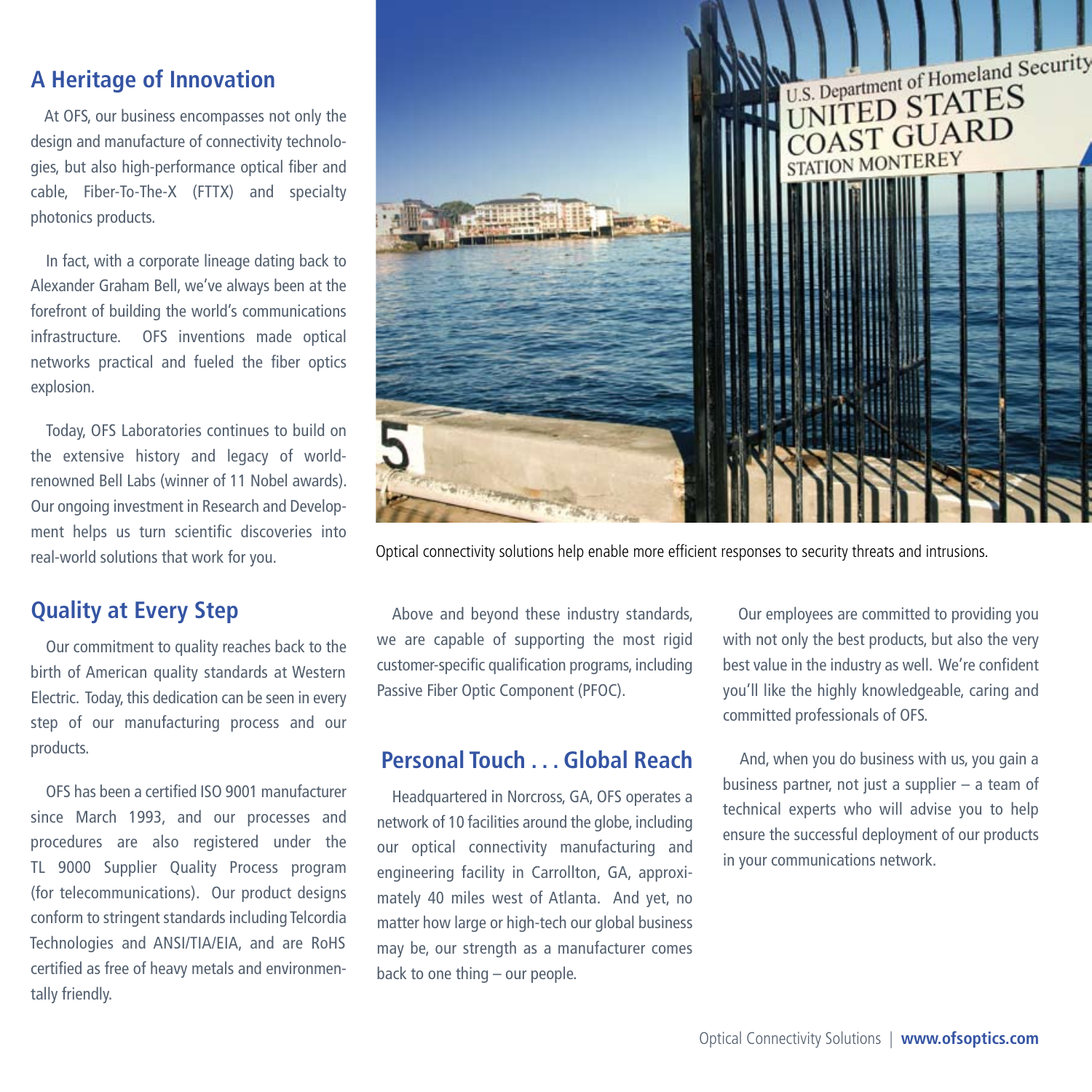## A Heritage of Innovation

At OFS, our business encompasses not only the design and manufacture of connectivity technologies, but also high-performance optical fiber and cable, Fiber-To-The-X (FTTX) and specialty photonics products.

In fact, with a corporate lineage dating back to Alexander Graham Bell, we've always been at the forefront of building the world's communications infrastructure. OFS inventions made optical networks practical and fueled the fiber optics explosion.

Today, OFS Laboratories continues to build on the extensive history and legacy of world-renowned Bell Labs (winner of 11 Nobel awards). Our ongoing investment in Research and Development helps us turn scientific discoveries into real-world solutions that work for you.

Optical connectivity solutions help enable more efficient responses to security threats and intrusions.

## Quality at Every Step

Our commitment to quality reaches back to the birth of American quality standards at Western Electric. Today, this dedication can be seen in every step of our manufacturing process and our products.

OFS has been a certified ISO 9001 manufacturer since March 1993, and our processes and procedures are also registered under the TL 9000 Supplier Quality Process program (for telecommunications). Our product designs conform to stringent standards including Telcordia Technologies and ANSI/TIA/EIA, and are RoHS certified as free of heavy metals and environmentally friendly.

Above and beyond these industry standards, we are capable of supporting the most rigid customer-specific qualification programs, including Passive Fiber Optic Component (PFOC).

## Personal Touch . . . Global Reach

Headquartered in Norcross, GA, OFS operates a network of 10 facilities around the globe, including our optical connectivity manufacturing and engineering facility in Carrollton, GA, approximately 40 miles west of Atlanta. And yet, no matter how large or high-tech our global business may be, our strength as a manufacturer comes back to one thing – our people.

Our employees are committed to providing you with not only the best products, but also the very best value in the industry as well. We're confident you'll like the highly knowledgeable, caring and committed professionals of OFS.

And, when you do business with us, you gain a business partner, not just a supplier – a team of technical experts who will advise you to help ensure the successful deployment of our products in your communications network.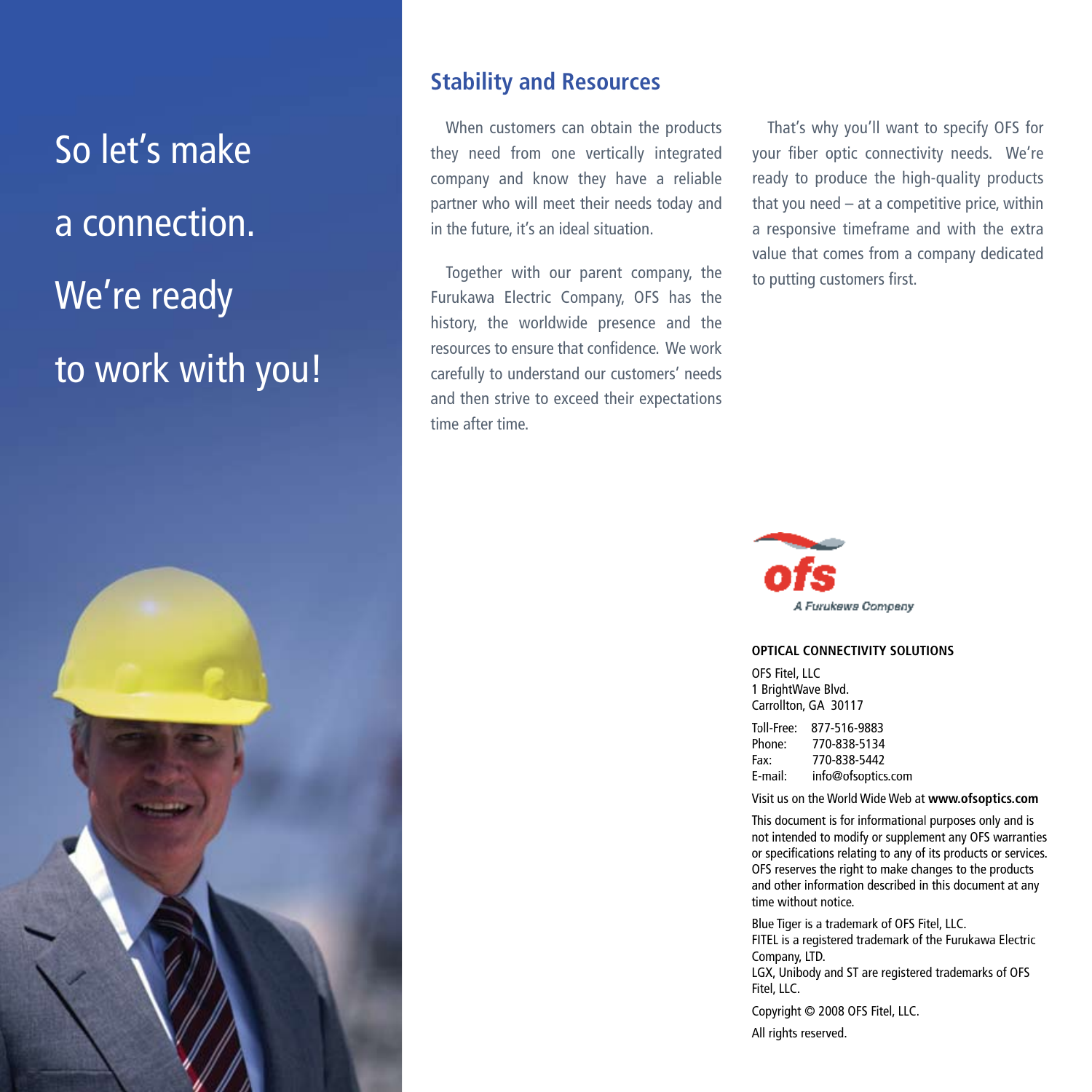So let's make a connection. We're ready to work with you!

## Stability and Resources

When customers can obtain the products they need from one vertically integrated company and know they have a reliable partner who will meet their needs today and in the future, it's an ideal situation.

Together with our parent company, the Furukawa Electric Company, OFS has the history, the worldwide presence and the resources to ensure that confidence. We work carefully to understand our customers' needs and then strive to exceed their expectations time after time.

That's why you'll want to specify OFS for your fiber optic connectivity needs. We're ready to produce the high-quality products that you need – at a competitive price, within a responsive timeframe and with the extra value that comes from a company dedicated to putting customers first.

ofs
A Furukawa Company

**OPTICAL CONNECTIVITY SOLUTIONS**

OFS Fitel, LLC
1 BrightWave Blvd.
Carrollton, GA 30117

Toll-Free: 877-516-9883
Phone: 770-838-5134
Fax: 770-838-5442
E-mail: info@ofsoptics.com

Visit us on the World Wide Web at **www.ofsoptics.com**

This document is for informational purposes only and is not intended to modify or supplement any OFS warranties or specifications relating to any of its products or services. OFS reserves the right to make changes to the products and other information described in this document at any time without notice.

Blue Tiger is a trademark of OFS Fitel, LLC.
FITEL is a registered trademark of the Furukawa Electric Company, LTD.
LGX, Unibody and ST are registered trademarks of OFS Fitel, LLC.

Copyright © 2008 OFS Fitel, LLC.

All rights reserved.